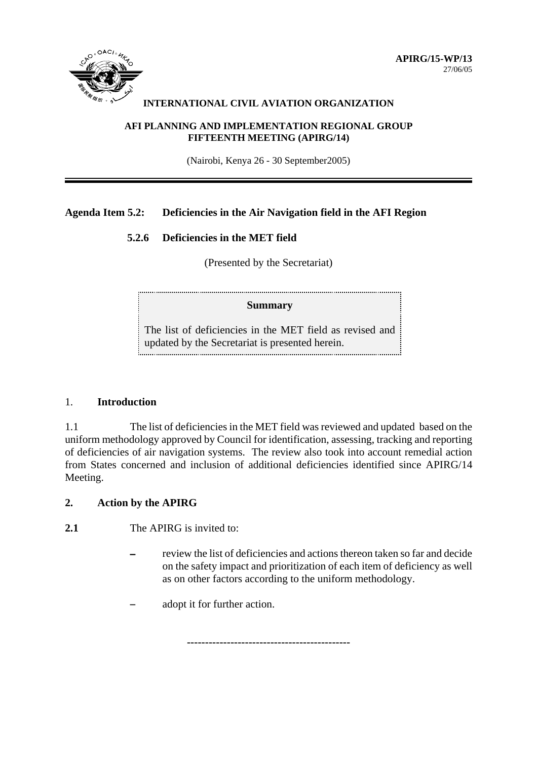**APIRG/15-WP/13**
27/06/05

**INTERNATIONAL CIVIL AVIATION ORGANIZATION**

**AFI PLANNING AND IMPLEMENTATION REGIONAL GROUP**
**FIFTEENTH MEETING (APIRG/14)**

(Nairobi, Kenya 26 - 30 September2005)

---

**Agenda Item 5.2: Deficiencies in the Air Navigation field in the AFI Region**

**5.2.6 Deficiencies in the MET field**

(Presented by the Secretariat)

> **Summary**
>
> The list of deficiencies in the MET field as revised and updated by the Secretariat is presented herein.

## 1. **Introduction**

1.1 The list of deficiencies in the MET field was reviewed and updated based on the uniform methodology approved by Council for identification, assessing, tracking and reporting of deficiencies of air navigation systems. The review also took into account remedial action from States concerned and inclusion of additional deficiencies identified since APIRG/14 Meeting.

## 2. Action by the APIRG

**2.1** The APIRG is invited to:

- review the list of deficiencies and actions thereon taken so far and decide on the safety impact and prioritization of each item of deficiency as well as on other factors according to the uniform methodology.
- adopt it for further action.

--------------------------------------------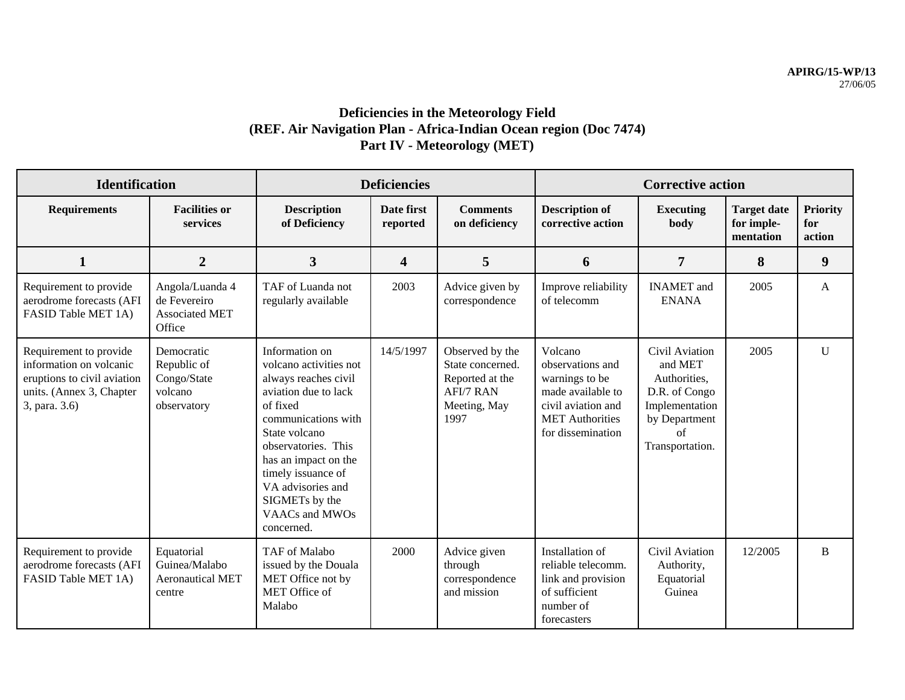**APIRG/15-WP/13**
27/06/05

## Deficiencies in the Meteorology Field
## (REF. Air Navigation Plan - Africa-Indian Ocean region (Doc 7474)
## Part IV - Meteorology (MET)

| Identification | | Deficiencies | | | Corrective action | | | |
|---|---|---|---|---|---|---|---|---|
| **Requirements** | **Facilities or services** | **Description of Deficiency** | **Date first reported** | **Comments on deficiency** | **Description of corrective action** | **Executing body** | **Target date for imple-mentation** | **Priority for action** |
| **1** | **2** | **3** | **4** | **5** | **6** | **7** | **8** | **9** |
| Requirement to provide aerodrome forecasts (AFI FASID Table MET 1A) | Angola/Luanda 4 de Fevereiro Associated MET Office | TAF of Luanda not regularly available | 2003 | Advice given by correspondence | Improve reliability of telecomm | INAMET and ENANA | 2005 | A |
| Requirement to provide information on volcanic eruptions to civil aviation units. (Annex 3, Chapter 3, para. 3.6) | Democratic Republic of Congo/State volcano observatory | Information on volcano activities not always reaches civil aviation due to lack of fixed communications with State volcano observatories. This has an impact on the timely issuance of VA advisories and SIGMETs by the VAACs and MWOs concerned. | 14/5/1997 | Observed by the State concerned. Reported at the AFI/7 RAN Meeting, May 1997 | Volcano observations and warnings to be made available to civil aviation and MET Authorities for dissemination | Civil Aviation and MET Authorities, D.R. of Congo Implementation by Department of Transportation. | 2005 | U |
| Requirement to provide aerodrome forecasts (AFI FASID Table MET 1A) | Equatorial Guinea/Malabo Aeronautical MET centre | TAF of Malabo issued by the Douala MET Office not by MET Office of Malabo | 2000 | Advice given through correspondence and mission | Installation of reliable telecomm. link and provision of sufficient number of forecasters | Civil Aviation Authority, Equatorial Guinea | 12/2005 | B |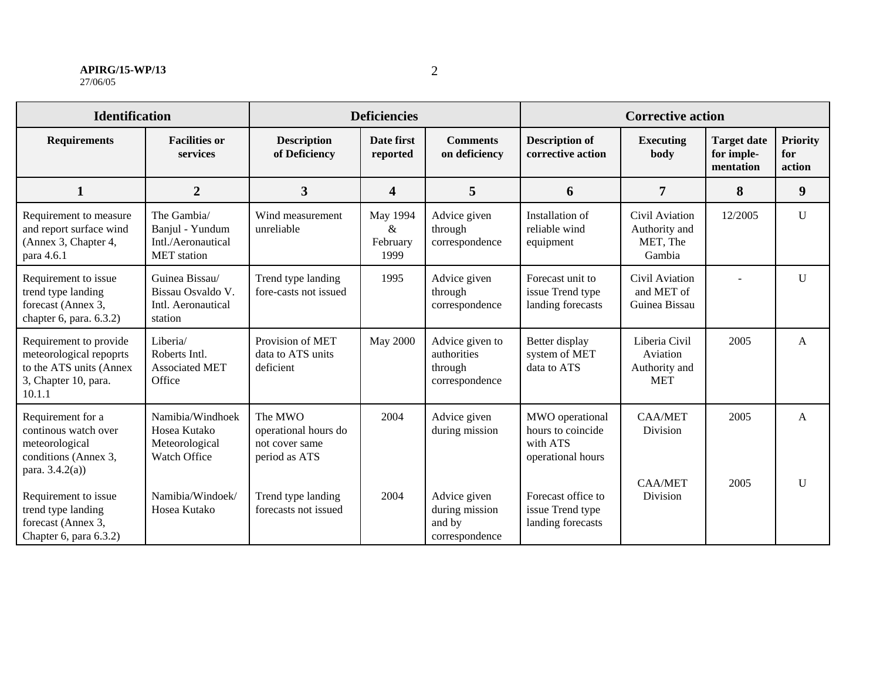| Identification | | Deficiencies | | | Corrective action | | | |
|---|---|---|---|---|---|---|---|---|
| **Requirements** | **Facilities or services** | **Description of Deficiency** | **Date first reported** | **Comments on deficiency** | **Description of corrective action** | **Executing body** | **Target date for imple-mentation** | **Priority for action** |
| **1** | **2** | **3** | **4** | **5** | **6** | **7** | **8** | **9** |
| Requirement to measure and report surface wind (Annex 3, Chapter 4, para 4.6.1 | The Gambia/ Banjul - Yundum Intl./Aeronautical MET station | Wind measurement unreliable | May 1994 & February 1999 | Advice given through correspondence | Installation of reliable wind equipment | Civil Aviation Authority and MET, The Gambia | 12/2005 | U |
| Requirement to issue trend type landing forecast (Annex 3, chapter 6, para. 6.3.2) | Guinea Bissau/ Bissau Osvaldo V. Intl. Aeronautical station | Trend type landing fore-casts not issued | 1995 | Advice given through correspondence | Forecast unit to issue Trend type landing forecasts | Civil Aviation and MET of Guinea Bissau | - | U |
| Requirement to provide meteorological repoprts to the ATS units (Annex 3, Chapter 10, para. 10.1.1 | Liberia/ Roberts Intl. Associated MET Office | Provision of MET data to ATS units deficient | May 2000 | Advice given to authorities through correspondence | Better display system of MET data to ATS | Liberia Civil Aviation Authority and MET | 2005 | A |
| Requirement for a continous watch over meteorological conditions (Annex 3, para. 3.4.2(a)) | Namibia/Windhoek Hosea Kutako Meteorological Watch Office | The MWO operational hours do not cover same period as ATS | 2004 | Advice given during mission | MWO operational hours to coincide with ATS operational hours | CAA/MET Division | 2005 | A |
| Requirement to issue trend type landing forecast (Annex 3, Chapter 6, para 6.3.2) | Namibia/Windoek/ Hosea Kutako | Trend type landing forecasts not issued | 2004 | Advice given during mission and by correspondence | Forecast office to issue Trend type landing forecasts | CAA/MET Division | 2005 | U |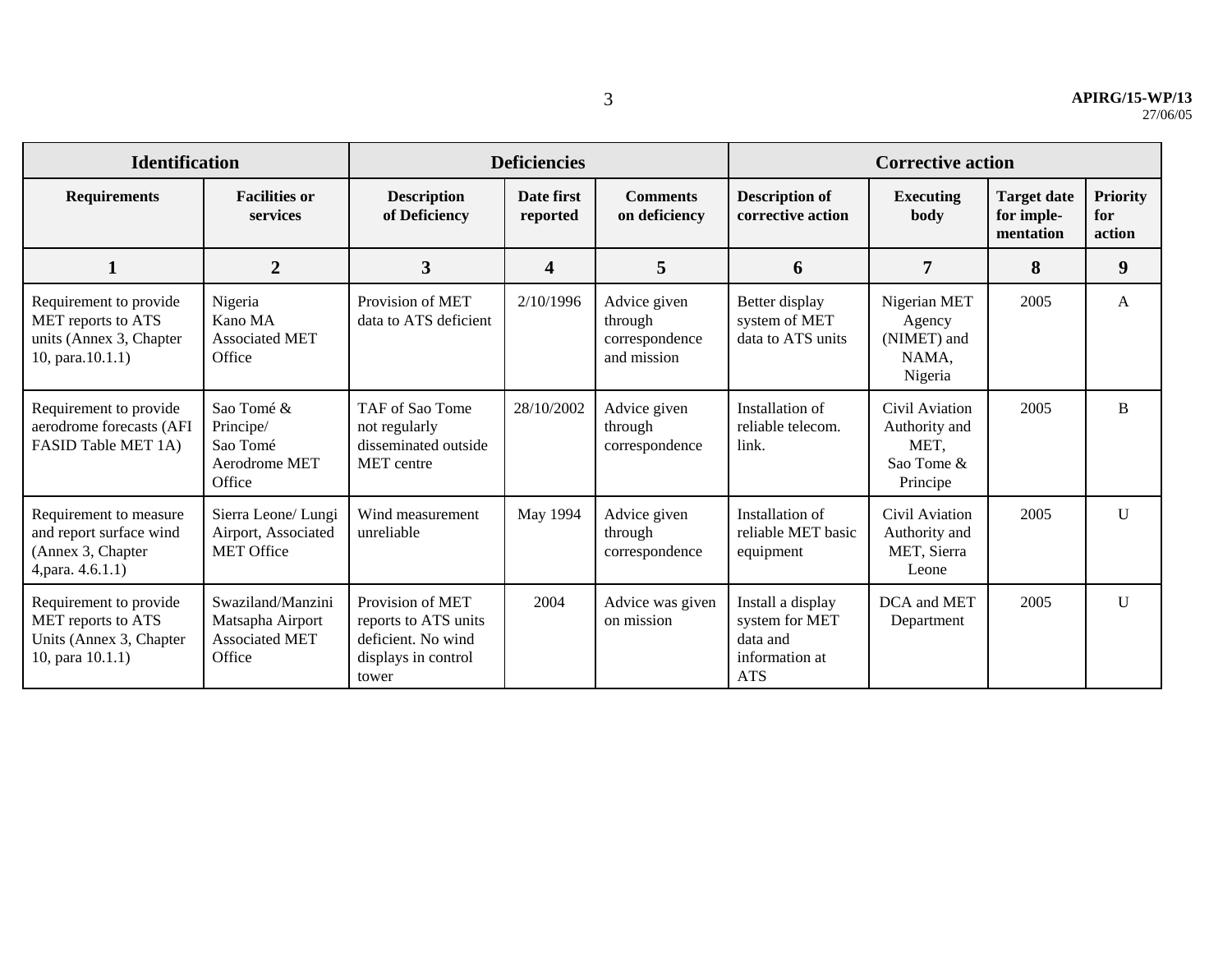| Identification | | Deficiencies | | | Corrective action | | | |
|---|---|---|---|---|---|---|---|---|
| **Requirements** | **Facilities or services** | **Description of Deficiency** | **Date first reported** | **Comments on deficiency** | **Description of corrective action** | **Executing body** | **Target date for imple-mentation** | **Priority for action** |
| **1** | **2** | **3** | **4** | **5** | **6** | **7** | **8** | **9** |
| Requirement to provide MET reports to ATS units (Annex 3, Chapter 10, para.10.1.1) | Nigeria Kano MA Associated MET Office | Provision of MET data to ATS deficient | 2/10/1996 | Advice given through correspondence and mission | Better display system of MET data to ATS units | Nigerian MET Agency (NIMET) and NAMA, Nigeria | 2005 | A |
| Requirement to provide aerodrome forecasts (AFI FASID Table MET 1A) | Sao Tomé & Principe/ Sao Tomé Aerodrome MET Office | TAF of Sao Tome not regularly disseminated outside MET centre | 28/10/2002 | Advice given through correspondence | Installation of reliable telecom. link. | Civil Aviation Authority and MET, Sao Tome & Principe | 2005 | B |
| Requirement to measure and report surface wind (Annex 3, Chapter 4,para. 4.6.1.1) | Sierra Leone/ Lungi Airport, Associated MET Office | Wind measurement unreliable | May 1994 | Advice given through correspondence | Installation of reliable MET basic equipment | Civil Aviation Authority and MET, Sierra Leone | 2005 | U |
| Requirement to provide MET reports to ATS Units (Annex 3, Chapter 10, para 10.1.1) | Swaziland/Manzini Matsapha Airport Associated MET Office | Provision of MET reports to ATS units deficient. No wind displays in control tower | 2004 | Advice was given on mission | Install a display system for MET data and information at ATS | DCA and MET Department | 2005 | U |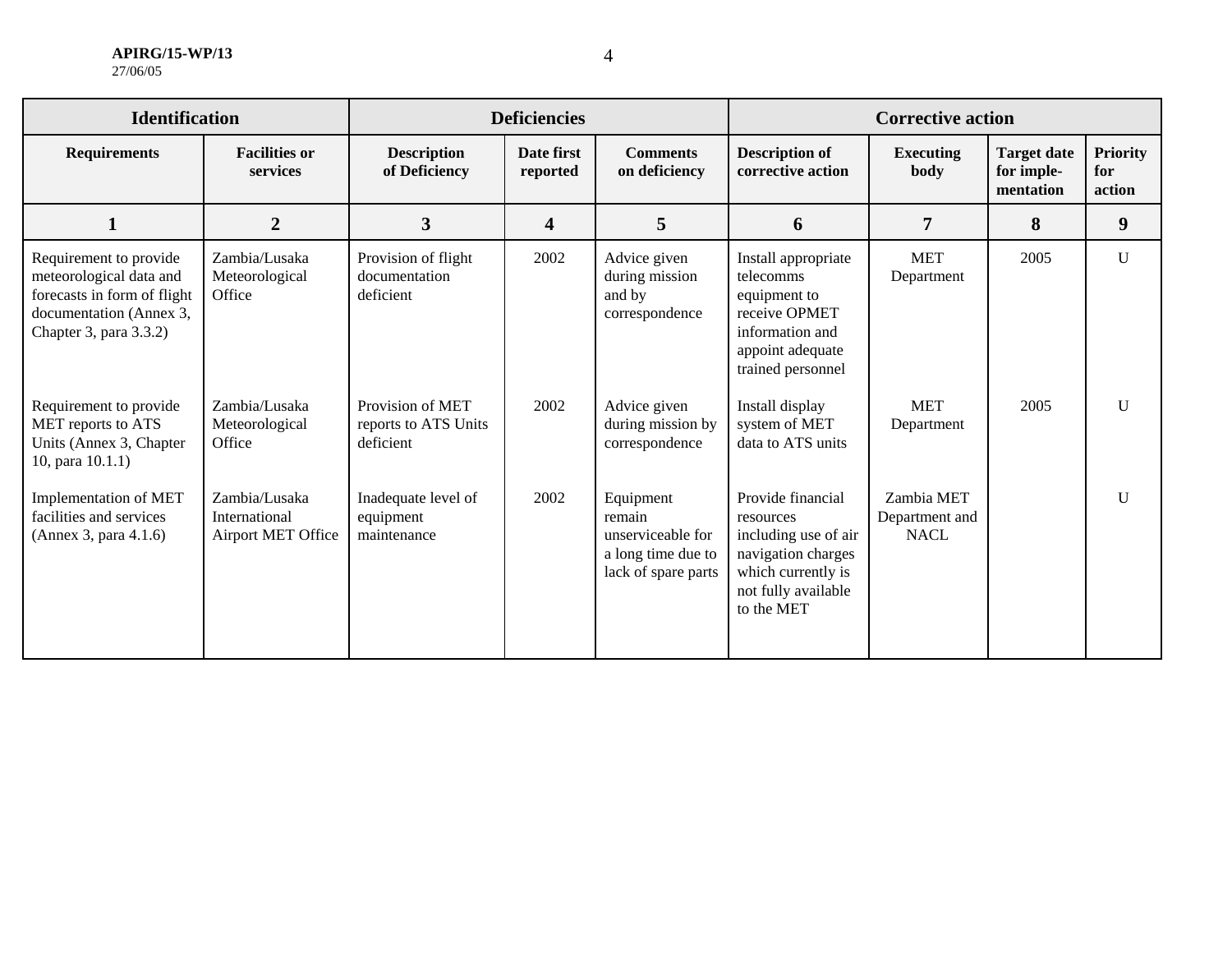| Identification | | Deficiencies | | | Corrective action | | | |
|---|---|---|---|---|---|---|---|---|
| Requirements | Facilities or services | Description of Deficiency | Date first reported | Comments on deficiency | Description of corrective action | Executing body | Target date for imple-mentation | Priority for action |
| 1 | 2 | 3 | 4 | 5 | 6 | 7 | 8 | 9 |
| Requirement to provide meteorological data and forecasts in form of flight documentation (Annex 3, Chapter 3, para 3.3.2) | Zambia/Lusaka Meteorological Office | Provision of flight documentation deficient | 2002 | Advice given during mission and by correspondence | Install appropriate telecomms equipment to receive OPMET information and appoint adequate trained personnel | MET Department | 2005 | U |
| Requirement to provide MET reports to ATS Units (Annex 3, Chapter 10, para 10.1.1) | Zambia/Lusaka Meteorological Office | Provision of MET reports to ATS Units deficient | 2002 | Advice given during mission by correspondence | Install display system of MET data to ATS units | MET Department | 2005 | U |
| Implementation of MET facilities and services (Annex 3, para 4.1.6) | Zambia/Lusaka International Airport MET Office | Inadequate level of equipment maintenance | 2002 | Equipment remain unserviceable for a long time due to lack of spare parts | Provide financial resources including use of air navigation charges which currently is not fully available to the MET | Zambia MET Department and NACL | | U |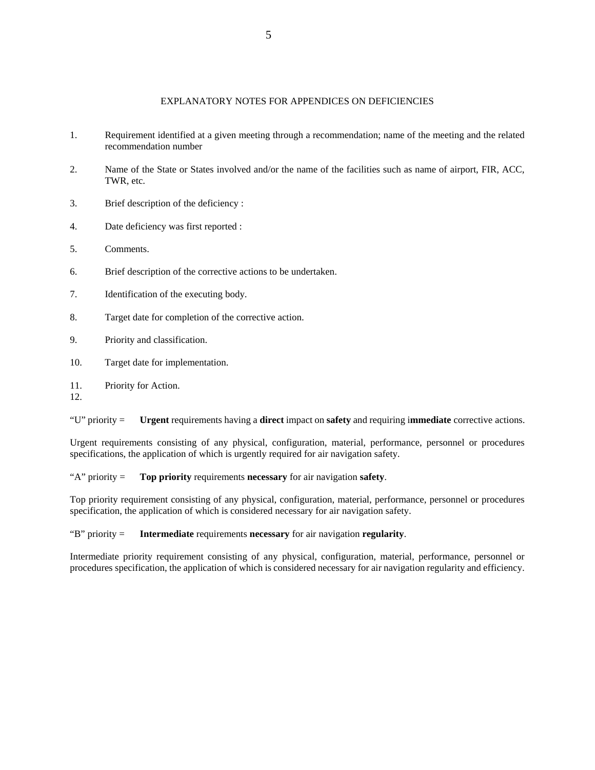## EXPLANATORY NOTES FOR APPENDICES ON DEFICIENCIES

1. Requirement identified at a given meeting through a recommendation; name of the meeting and the related recommendation number

2. Name of the State or States involved and/or the name of the facilities such as name of airport, FIR, ACC, TWR, etc.

3. Brief description of the deficiency :

4. Date deficiency was first reported :

5. Comments.

6. Brief description of the corrective actions to be undertaken.

7. Identification of the executing body.

8. Target date for completion of the corrective action.

9. Priority and classification.

10. Target date for implementation.

11. Priority for Action.

12.

"U" priority = **Urgent** requirements having a **direct** impact on **safety** and requiring i**mmediate** corrective actions.

Urgent requirements consisting of any physical, configuration, material, performance, personnel or procedures specifications, the application of which is urgently required for air navigation safety.

"A" priority = **Top priority** requirements **necessary** for air navigation **safety**.

Top priority requirement consisting of any physical, configuration, material, performance, personnel or procedures specification, the application of which is considered necessary for air navigation safety.

"B" priority = **Intermediate** requirements **necessary** for air navigation **regularity**.

Intermediate priority requirement consisting of any physical, configuration, material, performance, personnel or procedures specification, the application of which is considered necessary for air navigation regularity and efficiency.